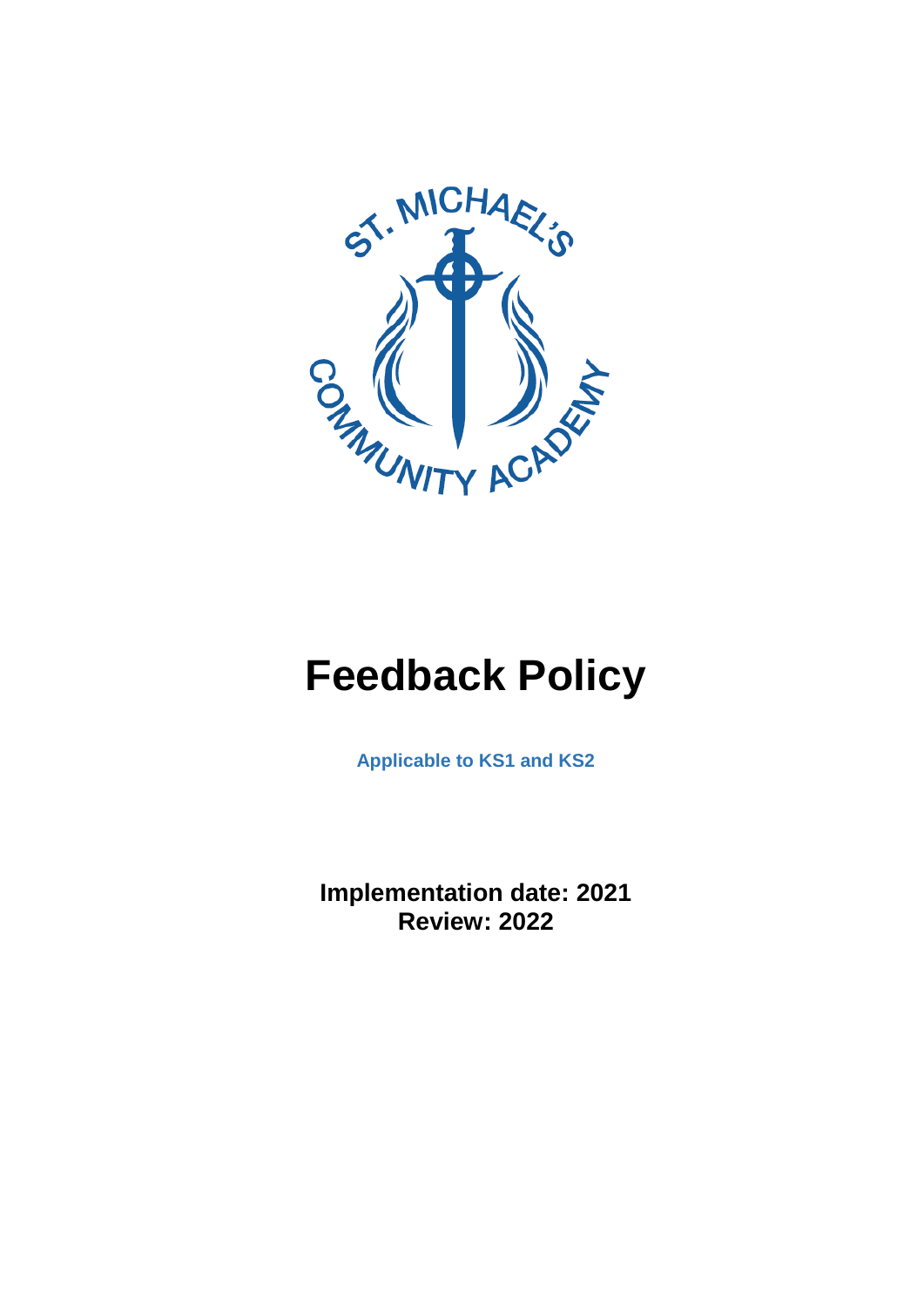ST. MICHAEL'S COMMUNITY ACADEMY

# Feedback Policy

**Applicable to KS1 and KS2**

**Implementation date: 2021**
**Review: 2022**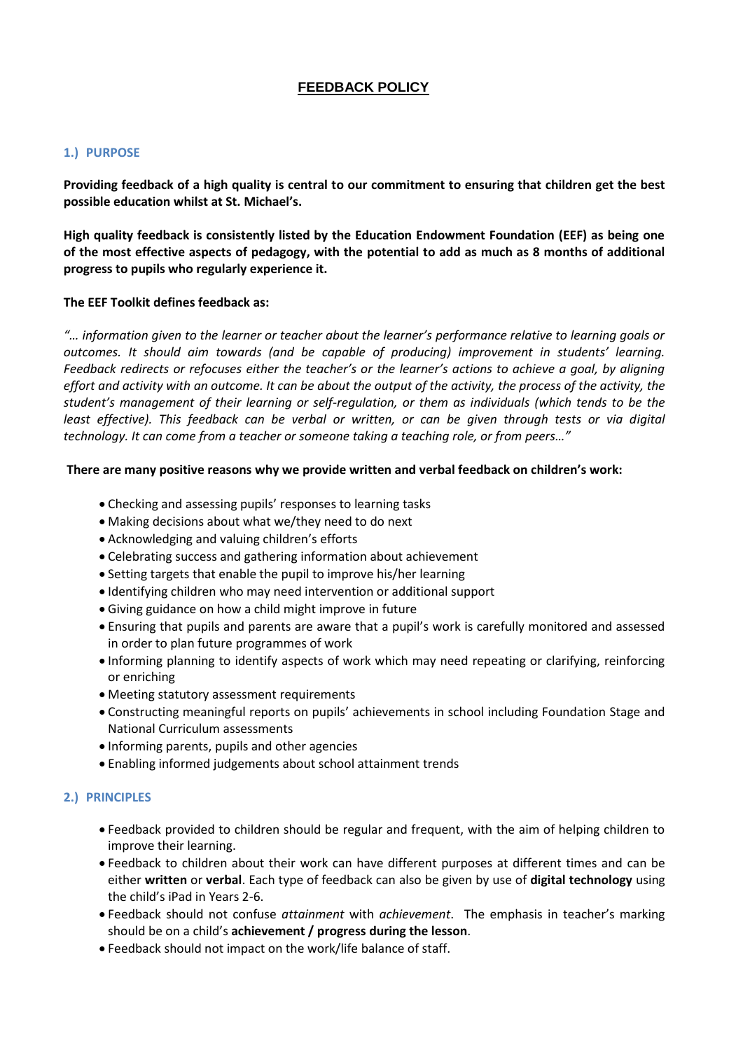# FEEDBACK POLICY

## 1.) PURPOSE

**Providing feedback of a high quality is central to our commitment to ensuring that children get the best possible education whilst at St. Michael's.**

**High quality feedback is consistently listed by the Education Endowment Foundation (EEF) as being one of the most effective aspects of pedagogy, with the potential to add as much as 8 months of additional progress to pupils who regularly experience it.**

**The EEF Toolkit defines feedback as:**

*"… information given to the learner or teacher about the learner's performance relative to learning goals or outcomes. It should aim towards (and be capable of producing) improvement in students' learning. Feedback redirects or refocuses either the teacher's or the learner's actions to achieve a goal, by aligning effort and activity with an outcome. It can be about the output of the activity, the process of the activity, the student's management of their learning or self-regulation, or them as individuals (which tends to be the least effective). This feedback can be verbal or written, or can be given through tests or via digital technology. It can come from a teacher or someone taking a teaching role, or from peers…"*

**There are many positive reasons why we provide written and verbal feedback on children's work:**

- Checking and assessing pupils' responses to learning tasks
- Making decisions about what we/they need to do next
- Acknowledging and valuing children's efforts
- Celebrating success and gathering information about achievement
- Setting targets that enable the pupil to improve his/her learning
- Identifying children who may need intervention or additional support
- Giving guidance on how a child might improve in future
- Ensuring that pupils and parents are aware that a pupil's work is carefully monitored and assessed in order to plan future programmes of work
- Informing planning to identify aspects of work which may need repeating or clarifying, reinforcing or enriching
- Meeting statutory assessment requirements
- Constructing meaningful reports on pupils' achievements in school including Foundation Stage and National Curriculum assessments
- Informing parents, pupils and other agencies
- Enabling informed judgements about school attainment trends

## 2.) PRINCIPLES

- Feedback provided to children should be regular and frequent, with the aim of helping children to improve their learning.
- Feedback to children about their work can have different purposes at different times and can be either **written** or **verbal**. Each type of feedback can also be given by use of **digital technology** using the child's iPad in Years 2-6.
- Feedback should not confuse *attainment* with *achievement*. The emphasis in teacher's marking should be on a child's **achievement / progress during the lesson**.
- Feedback should not impact on the work/life balance of staff.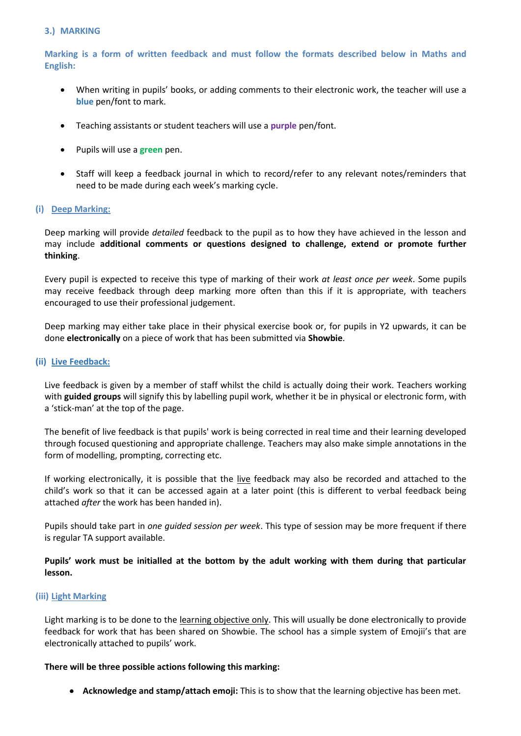### 3.) MARKING

**Marking is a form of written feedback and must follow the formats described below in Maths and English:**

- When writing in pupils' books, or adding comments to their electronic work, the teacher will use a **blue** pen/font to mark.
- Teaching assistants or student teachers will use a **purple** pen/font.
- Pupils will use a **green** pen.
- Staff will keep a feedback journal in which to record/refer to any relevant notes/reminders that need to be made during each week's marking cycle.

#### (i) Deep Marking:

Deep marking will provide *detailed* feedback to the pupil as to how they have achieved in the lesson and may include **additional comments or questions designed to challenge, extend or promote further thinking**.

Every pupil is expected to receive this type of marking of their work *at least once per week*. Some pupils may receive feedback through deep marking more often than this if it is appropriate, with teachers encouraged to use their professional judgement.

Deep marking may either take place in their physical exercise book or, for pupils in Y2 upwards, it can be done **electronically** on a piece of work that has been submitted via **Showbie**.

#### (ii) Live Feedback:

Live feedback is given by a member of staff whilst the child is actually doing their work. Teachers working with **guided groups** will signify this by labelling pupil work, whether it be in physical or electronic form, with a 'stick-man' at the top of the page.

The benefit of live feedback is that pupils' work is being corrected in real time and their learning developed through focused questioning and appropriate challenge. Teachers may also make simple annotations in the form of modelling, prompting, correcting etc.

If working electronically, it is possible that the live feedback may also be recorded and attached to the child's work so that it can be accessed again at a later point (this is different to verbal feedback being attached *after* the work has been handed in).

Pupils should take part in *one guided session per week*. This type of session may be more frequent if there is regular TA support available.

**Pupils' work must be initialled at the bottom by the adult working with them during that particular lesson.**

#### (iii) Light Marking

Light marking is to be done to the learning objective only. This will usually be done electronically to provide feedback for work that has been shared on Showbie. The school has a simple system of Emojii's that are electronically attached to pupils' work.

**There will be three possible actions following this marking:**

- **Acknowledge and stamp/attach emoji:** This is to show that the learning objective has been met.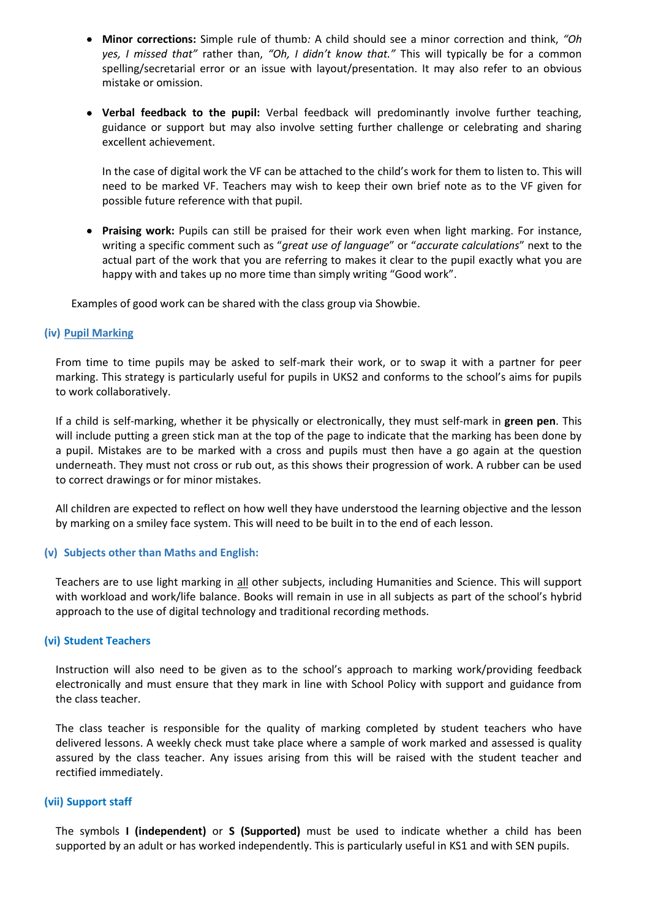- **Minor corrections:** Simple rule of thumb*:* A child should see a minor correction and think, *"Oh yes, I missed that"* rather than, *"Oh, I didn't know that."* This will typically be for a common spelling/secretarial error or an issue with layout/presentation. It may also refer to an obvious mistake or omission.

- **Verbal feedback to the pupil:** Verbal feedback will predominantly involve further teaching, guidance or support but may also involve setting further challenge or celebrating and sharing excellent achievement.

  In the case of digital work the VF can be attached to the child's work for them to listen to. This will need to be marked VF. Teachers may wish to keep their own brief note as to the VF given for possible future reference with that pupil.

- **Praising work:** Pupils can still be praised for their work even when light marking. For instance, writing a specific comment such as "*great use of language*" or "*accurate calculations*" next to the actual part of the work that you are referring to makes it clear to the pupil exactly what you are happy with and takes up no more time than simply writing "Good work".

Examples of good work can be shared with the class group via Showbie.

### (iv) Pupil Marking

From time to time pupils may be asked to self-mark their work, or to swap it with a partner for peer marking. This strategy is particularly useful for pupils in UKS2 and conforms to the school's aims for pupils to work collaboratively.

If a child is self-marking, whether it be physically or electronically, they must self-mark in **green pen**. This will include putting a green stick man at the top of the page to indicate that the marking has been done by a pupil. Mistakes are to be marked with a cross and pupils must then have a go again at the question underneath. They must not cross or rub out, as this shows their progression of work. A rubber can be used to correct drawings or for minor mistakes.

All children are expected to reflect on how well they have understood the learning objective and the lesson by marking on a smiley face system. This will need to be built in to the end of each lesson.

### (v) Subjects other than Maths and English:

Teachers are to use light marking in all other subjects, including Humanities and Science. This will support with workload and work/life balance. Books will remain in use in all subjects as part of the school's hybrid approach to the use of digital technology and traditional recording methods.

### (vi) Student Teachers

Instruction will also need to be given as to the school's approach to marking work/providing feedback electronically and must ensure that they mark in line with School Policy with support and guidance from the class teacher.

The class teacher is responsible for the quality of marking completed by student teachers who have delivered lessons. A weekly check must take place where a sample of work marked and assessed is quality assured by the class teacher. Any issues arising from this will be raised with the student teacher and rectified immediately.

### (vii) Support staff

The symbols **I (independent)** or **S (Supported)** must be used to indicate whether a child has been supported by an adult or has worked independently. This is particularly useful in KS1 and with SEN pupils.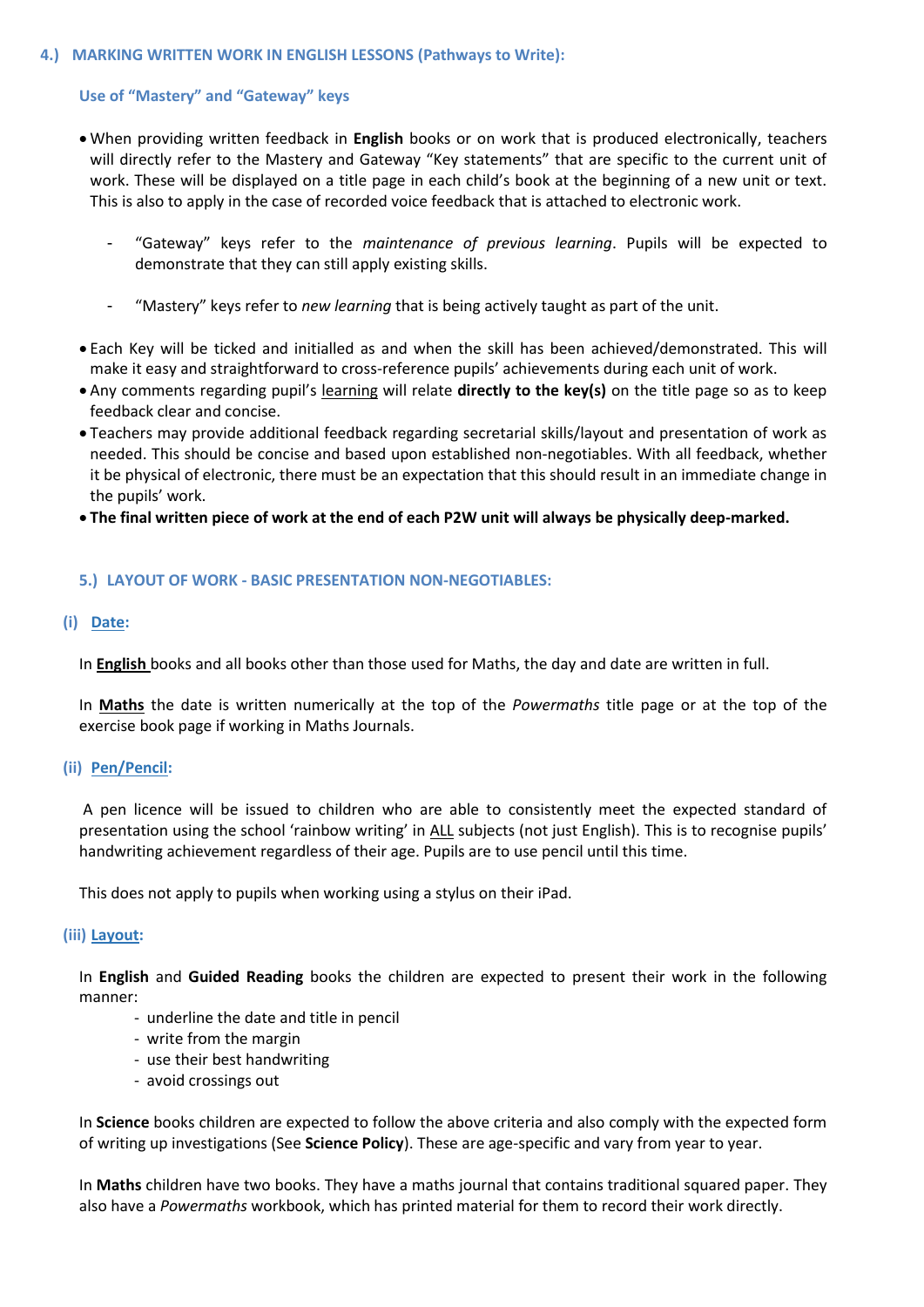## 4.) MARKING WRITTEN WORK IN ENGLISH LESSONS (Pathways to Write):

### Use of "Mastery" and "Gateway" keys

- When providing written feedback in **English** books or on work that is produced electronically, teachers will directly refer to the Mastery and Gateway "Key statements" that are specific to the current unit of work. These will be displayed on a title page in each child's book at the beginning of a new unit or text. This is also to apply in the case of recorded voice feedback that is attached to electronic work.
  - "Gateway" keys refer to the *maintenance of previous learning*. Pupils will be expected to demonstrate that they can still apply existing skills.
  - "Mastery" keys refer to *new learning* that is being actively taught as part of the unit.
- Each Key will be ticked and initialled as and when the skill has been achieved/demonstrated. This will make it easy and straightforward to cross-reference pupils' achievements during each unit of work.
- Any comments regarding pupil's <u>learning</u> will relate **directly to the key(s)** on the title page so as to keep feedback clear and concise.
- Teachers may provide additional feedback regarding secretarial skills/layout and presentation of work as needed. This should be concise and based upon established non-negotiables. With all feedback, whether it be physical of electronic, there must be an expectation that this should result in an immediate change in the pupils' work.
- **The final written piece of work at the end of each P2W unit will always be physically deep-marked.**

## 5.) LAYOUT OF WORK - BASIC PRESENTATION NON-NEGOTIABLES:

### (i) <u>Date</u>:

In **<u>English</u>** books and all books other than those used for Maths, the day and date are written in full.

In **<u>Maths</u>** the date is written numerically at the top of the *Powermaths* title page or at the top of the exercise book page if working in Maths Journals.

### (ii) <u>Pen/Pencil</u>:

A pen licence will be issued to children who are able to consistently meet the expected standard of presentation using the school 'rainbow writing' in <u>ALL</u> subjects (not just English). This is to recognise pupils' handwriting achievement regardless of their age. Pupils are to use pencil until this time.

This does not apply to pupils when working using a stylus on their iPad.

### (iii) <u>Layout</u>:

In **English** and **Guided Reading** books the children are expected to present their work in the following manner:

- underline the date and title in pencil
- write from the margin
- use their best handwriting
- avoid crossings out

In **Science** books children are expected to follow the above criteria and also comply with the expected form of writing up investigations (See **Science Policy**). These are age-specific and vary from year to year.

In **Maths** children have two books. They have a maths journal that contains traditional squared paper. They also have a *Powermaths* workbook, which has printed material for them to record their work directly.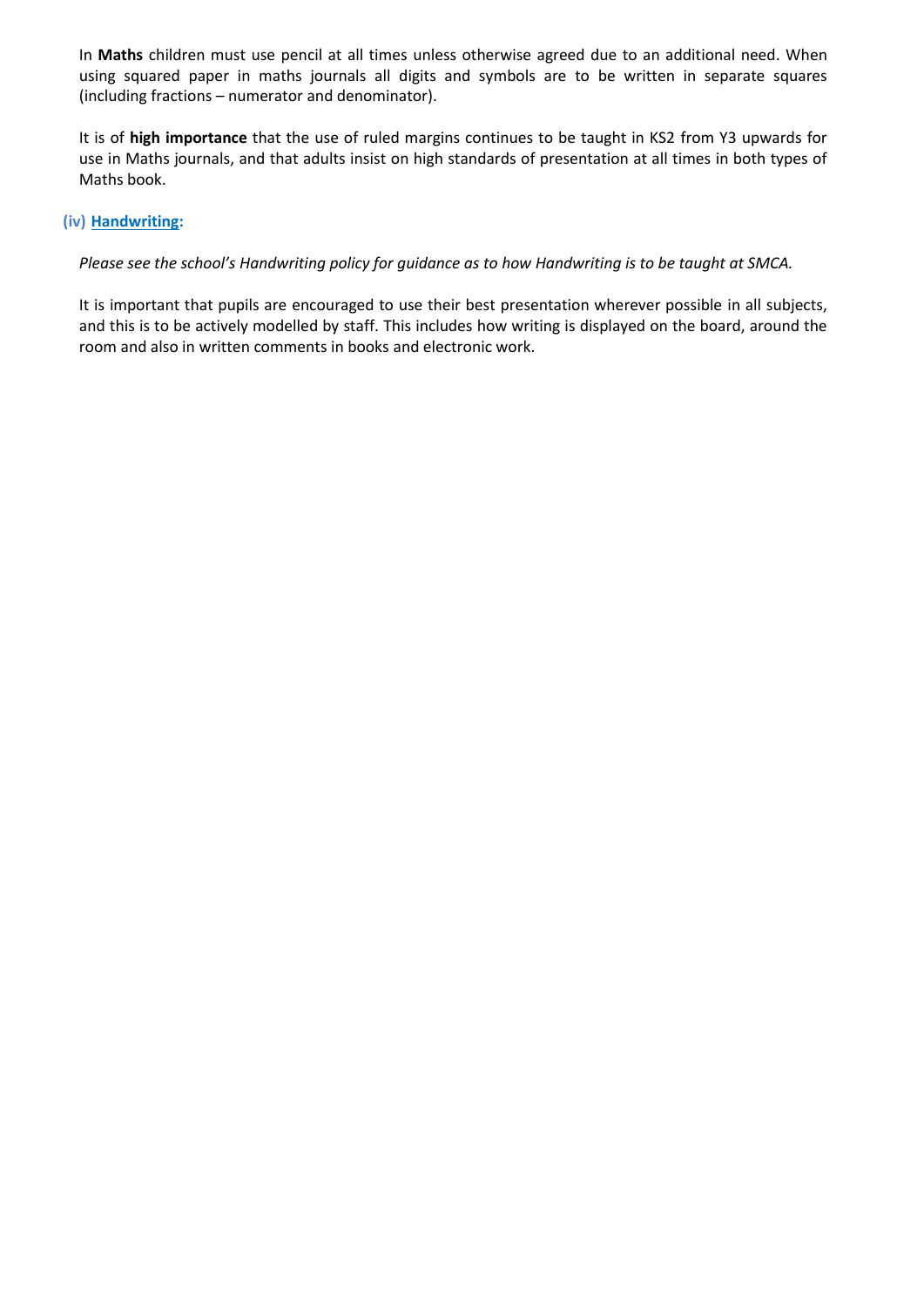In **Maths** children must use pencil at all times unless otherwise agreed due to an additional need. When using squared paper in maths journals all digits and symbols are to be written in separate squares (including fractions – numerator and denominator).

It is of **high importance** that the use of ruled margins continues to be taught in KS2 from Y3 upwards for use in Maths journals, and that adults insist on high standards of presentation at all times in both types of Maths book.

### (iv) Handwriting:

*Please see the school's Handwriting policy for guidance as to how Handwriting is to be taught at SMCA.*

It is important that pupils are encouraged to use their best presentation wherever possible in all subjects, and this is to be actively modelled by staff. This includes how writing is displayed on the board, around the room and also in written comments in books and electronic work.